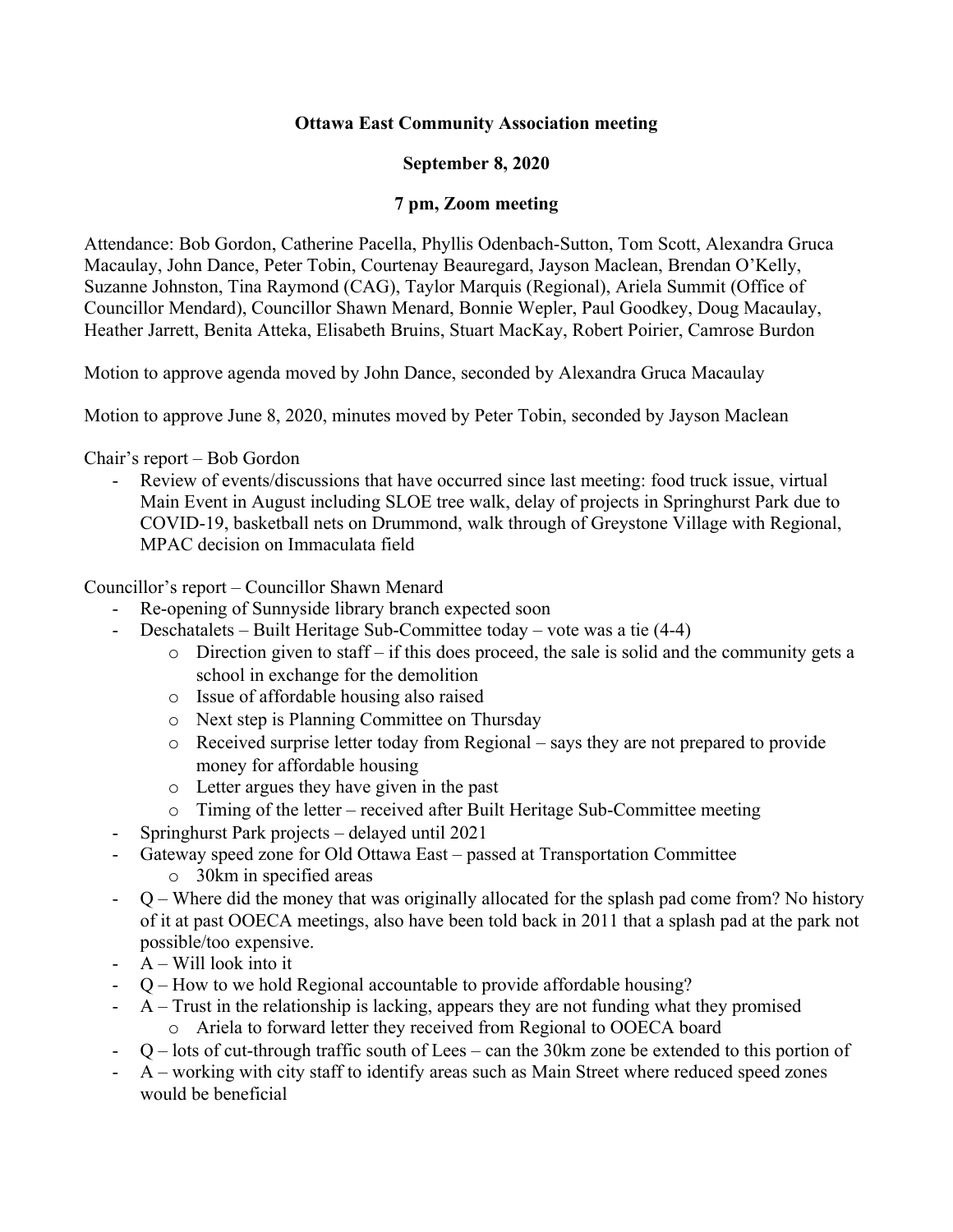**Ottawa East Community Association meeting**

**September 8, 2020**

**7 pm, Zoom meeting**

Attendance: Bob Gordon, Catherine Pacella, Phyllis Odenbach-Sutton, Tom Scott, Alexandra Gruca Macaulay, John Dance, Peter Tobin, Courtenay Beauregard, Jayson Maclean, Brendan O'Kelly, Suzanne Johnston, Tina Raymond (CAG), Taylor Marquis (Regional), Ariela Summit (Office of Councillor Mendard), Councillor Shawn Menard, Bonnie Wepler, Paul Goodkey, Doug Macaulay, Heather Jarrett, Benita Atteka, Elisabeth Bruins, Stuart MacKay, Robert Poirier, Camrose Burdon

Motion to approve agenda moved by John Dance, seconded by Alexandra Gruca Macaulay

Motion to approve June 8, 2020, minutes moved by Peter Tobin, seconded by Jayson Maclean

Chair's report – Bob Gordon

- Review of events/discussions that have occurred since last meeting: food truck issue, virtual Main Event in August including SLOE tree walk, delay of projects in Springhurst Park due to COVID-19, basketball nets on Drummond, walk through of Greystone Village with Regional, MPAC decision on Immaculata field

Councillor's report – Councillor Shawn Menard

- Re-opening of Sunnyside library branch expected soon
- Deschatalets – Built Heritage Sub-Committee today – vote was a tie (4-4)
  - Direction given to staff – if this does proceed, the sale is solid and the community gets a school in exchange for the demolition
  - Issue of affordable housing also raised
  - Next step is Planning Committee on Thursday
  - Received surprise letter today from Regional – says they are not prepared to provide money for affordable housing
  - Letter argues they have given in the past
  - Timing of the letter – received after Built Heritage Sub-Committee meeting
- Springhurst Park projects – delayed until 2021
- Gateway speed zone for Old Ottawa East – passed at Transportation Committee
  - 30km in specified areas
- Q – Where did the money that was originally allocated for the splash pad come from? No history of it at past OOECA meetings, also have been told back in 2011 that a splash pad at the park not possible/too expensive.
- A – Will look into it
- Q – How to we hold Regional accountable to provide affordable housing?
- A – Trust in the relationship is lacking, appears they are not funding what they promised
  - Ariela to forward letter they received from Regional to OOECA board
- Q – lots of cut-through traffic south of Lees – can the 30km zone be extended to this portion of
- A – working with city staff to identify areas such as Main Street where reduced speed zones would be beneficial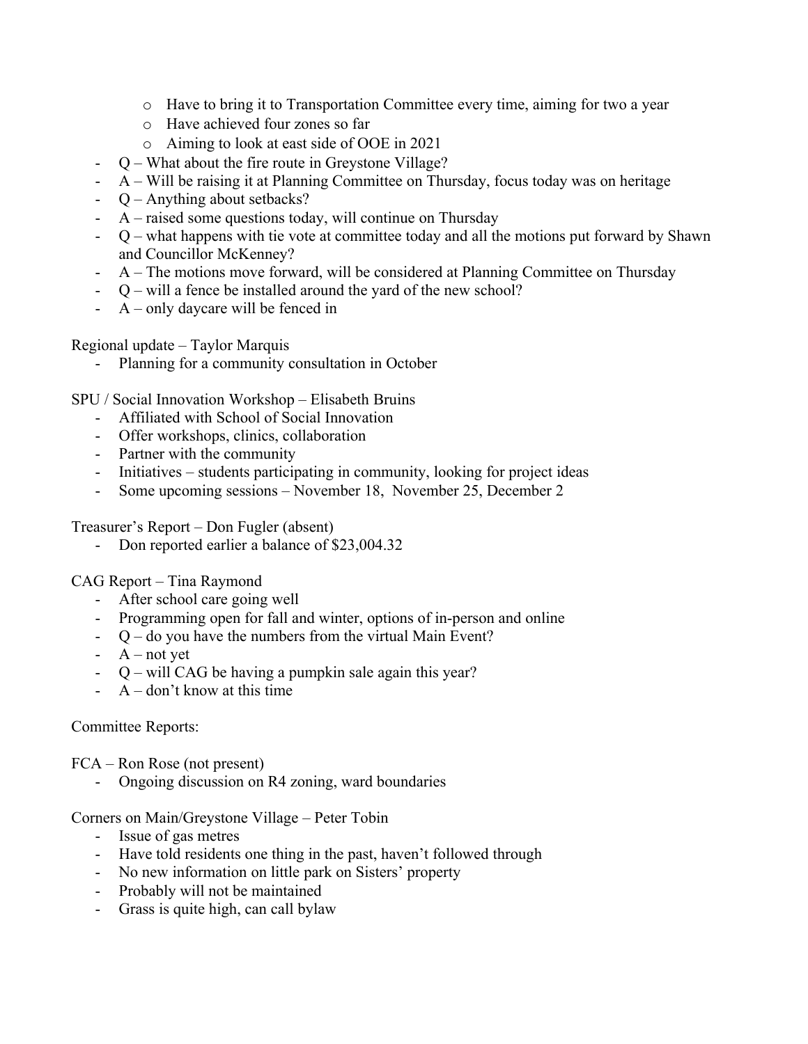- Have to bring it to Transportation Committee every time, aiming for two a year
    - Have achieved four zones so far
    - Aiming to look at east side of OOE in 2021
- Q – What about the fire route in Greystone Village?
- A – Will be raising it at Planning Committee on Thursday, focus today was on heritage
- Q – Anything about setbacks?
- A – raised some questions today, will continue on Thursday
- Q – what happens with tie vote at committee today and all the motions put forward by Shawn and Councillor McKenney?
- A – The motions move forward, will be considered at Planning Committee on Thursday
- Q – will a fence be installed around the yard of the new school?
- A – only daycare will be fenced in

Regional update – Taylor Marquis

- Planning for a community consultation in October

SPU / Social Innovation Workshop – Elisabeth Bruins

- Affiliated with School of Social Innovation
- Offer workshops, clinics, collaboration
- Partner with the community
- Initiatives – students participating in community, looking for project ideas
- Some upcoming sessions – November 18, November 25, December 2

Treasurer's Report – Don Fugler (absent)

- Don reported earlier a balance of $23,004.32

CAG Report – Tina Raymond

- After school care going well
- Programming open for fall and winter, options of in-person and online
- Q – do you have the numbers from the virtual Main Event?
- A – not yet
- Q – will CAG be having a pumpkin sale again this year?
- A – don't know at this time

Committee Reports:

FCA – Ron Rose (not present)

- Ongoing discussion on R4 zoning, ward boundaries

Corners on Main/Greystone Village – Peter Tobin

- Issue of gas metres
- Have told residents one thing in the past, haven't followed through
- No new information on little park on Sisters' property
- Probably will not be maintained
- Grass is quite high, can call bylaw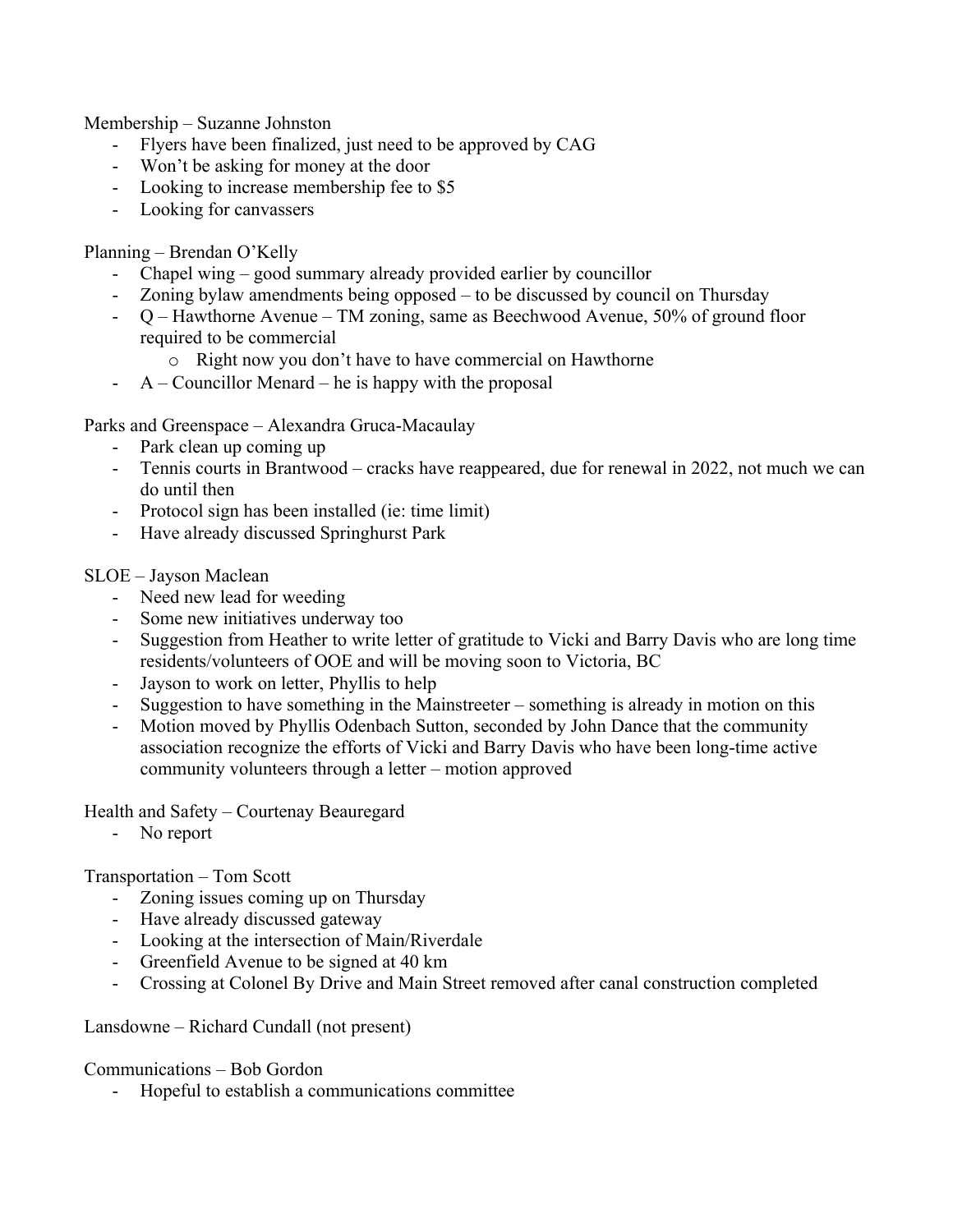Membership – Suzanne Johnston

- Flyers have been finalized, just need to be approved by CAG
- Won't be asking for money at the door
- Looking to increase membership fee to $5
- Looking for canvassers

Planning – Brendan O'Kelly

- Chapel wing – good summary already provided earlier by councillor
- Zoning bylaw amendments being opposed – to be discussed by council on Thursday
- Q – Hawthorne Avenue – TM zoning, same as Beechwood Avenue, 50% of ground floor required to be commercial
    - Right now you don't have to have commercial on Hawthorne
- A – Councillor Menard – he is happy with the proposal

Parks and Greenspace – Alexandra Gruca-Macaulay

- Park clean up coming up
- Tennis courts in Brantwood – cracks have reappeared, due for renewal in 2022, not much we can do until then
- Protocol sign has been installed (ie: time limit)
- Have already discussed Springhurst Park

SLOE – Jayson Maclean

- Need new lead for weeding
- Some new initiatives underway too
- Suggestion from Heather to write letter of gratitude to Vicki and Barry Davis who are long time residents/volunteers of OOE and will be moving soon to Victoria, BC
- Jayson to work on letter, Phyllis to help
- Suggestion to have something in the Mainstreeter – something is already in motion on this
- Motion moved by Phyllis Odenbach Sutton, seconded by John Dance that the community association recognize the efforts of Vicki and Barry Davis who have been long-time active community volunteers through a letter – motion approved

Health and Safety – Courtenay Beauregard

- No report

Transportation – Tom Scott

- Zoning issues coming up on Thursday
- Have already discussed gateway
- Looking at the intersection of Main/Riverdale
- Greenfield Avenue to be signed at 40 km
- Crossing at Colonel By Drive and Main Street removed after canal construction completed

Lansdowne – Richard Cundall (not present)

Communications – Bob Gordon

- Hopeful to establish a communications committee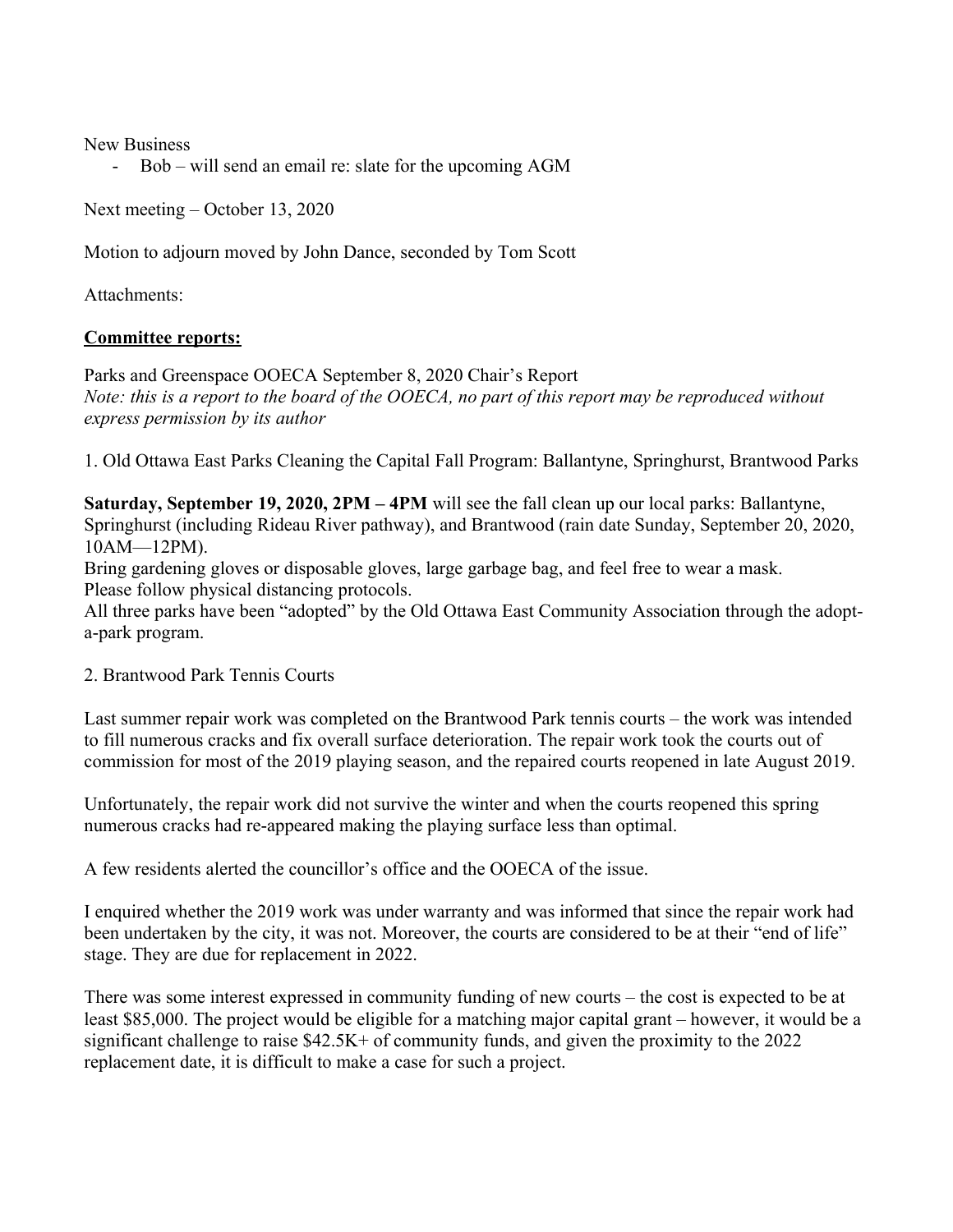New Business

- Bob – will send an email re: slate for the upcoming AGM

Next meeting – October 13, 2020

Motion to adjourn moved by John Dance, seconded by Tom Scott

Attachments:

**Committee reports:**

Parks and Greenspace OOECA September 8, 2020 Chair's Report

*Note: this is a report to the board of the OOECA, no part of this report may be reproduced without express permission by its author*

1. Old Ottawa East Parks Cleaning the Capital Fall Program: Ballantyne, Springhurst, Brantwood Parks

**Saturday, September 19, 2020, 2PM – 4PM** will see the fall clean up our local parks: Ballantyne, Springhurst (including Rideau River pathway), and Brantwood (rain date Sunday, September 20, 2020, 10AM—12PM).

Bring gardening gloves or disposable gloves, large garbage bag, and feel free to wear a mask.

Please follow physical distancing protocols.

All three parks have been "adopted" by the Old Ottawa East Community Association through the adopt-a-park program.

2. Brantwood Park Tennis Courts

Last summer repair work was completed on the Brantwood Park tennis courts – the work was intended to fill numerous cracks and fix overall surface deterioration. The repair work took the courts out of commission for most of the 2019 playing season, and the repaired courts reopened in late August 2019.

Unfortunately, the repair work did not survive the winter and when the courts reopened this spring numerous cracks had re-appeared making the playing surface less than optimal.

A few residents alerted the councillor's office and the OOECA of the issue.

I enquired whether the 2019 work was under warranty and was informed that since the repair work had been undertaken by the city, it was not. Moreover, the courts are considered to be at their "end of life" stage. They are due for replacement in 2022.

There was some interest expressed in community funding of new courts – the cost is expected to be at least $85,000. The project would be eligible for a matching major capital grant – however, it would be a significant challenge to raise $42.5K+ of community funds, and given the proximity to the 2022 replacement date, it is difficult to make a case for such a project.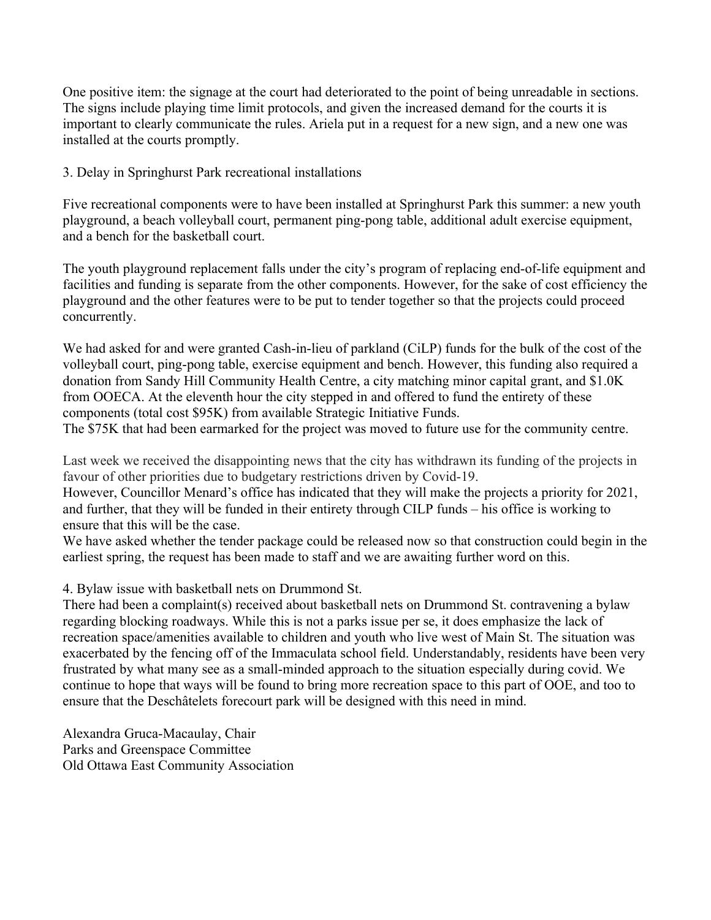One positive item: the signage at the court had deteriorated to the point of being unreadable in sections. The signs include playing time limit protocols, and given the increased demand for the courts it is important to clearly communicate the rules. Ariela put in a request for a new sign, and a new one was installed at the courts promptly.

3. Delay in Springhurst Park recreational installations

Five recreational components were to have been installed at Springhurst Park this summer: a new youth playground, a beach volleyball court, permanent ping-pong table, additional adult exercise equipment, and a bench for the basketball court.

The youth playground replacement falls under the city's program of replacing end-of-life equipment and facilities and funding is separate from the other components. However, for the sake of cost efficiency the playground and the other features were to be put to tender together so that the projects could proceed concurrently.

We had asked for and were granted Cash-in-lieu of parkland (CiLP) funds for the bulk of the cost of the volleyball court, ping-pong table, exercise equipment and bench. However, this funding also required a donation from Sandy Hill Community Health Centre, a city matching minor capital grant, and $1.0K from OOECA. At the eleventh hour the city stepped in and offered to fund the entirety of these components (total cost $95K) from available Strategic Initiative Funds.
The $75K that had been earmarked for the project was moved to future use for the community centre.

Last week we received the disappointing news that the city has withdrawn its funding of the projects in favour of other priorities due to budgetary restrictions driven by Covid-19.
However, Councillor Menard's office has indicated that they will make the projects a priority for 2021, and further, that they will be funded in their entirety through CILP funds – his office is working to ensure that this will be the case.
We have asked whether the tender package could be released now so that construction could begin in the earliest spring, the request has been made to staff and we are awaiting further word on this.

4. Bylaw issue with basketball nets on Drummond St.
There had been a complaint(s) received about basketball nets on Drummond St. contravening a bylaw regarding blocking roadways. While this is not a parks issue per se, it does emphasize the lack of recreation space/amenities available to children and youth who live west of Main St. The situation was exacerbated by the fencing off of the Immaculata school field. Understandably, residents have been very frustrated by what many see as a small-minded approach to the situation especially during covid. We continue to hope that ways will be found to bring more recreation space to this part of OOE, and too to ensure that the Deschâtelets forecourt park will be designed with this need in mind.

Alexandra Gruca-Macaulay, Chair
Parks and Greenspace Committee
Old Ottawa East Community Association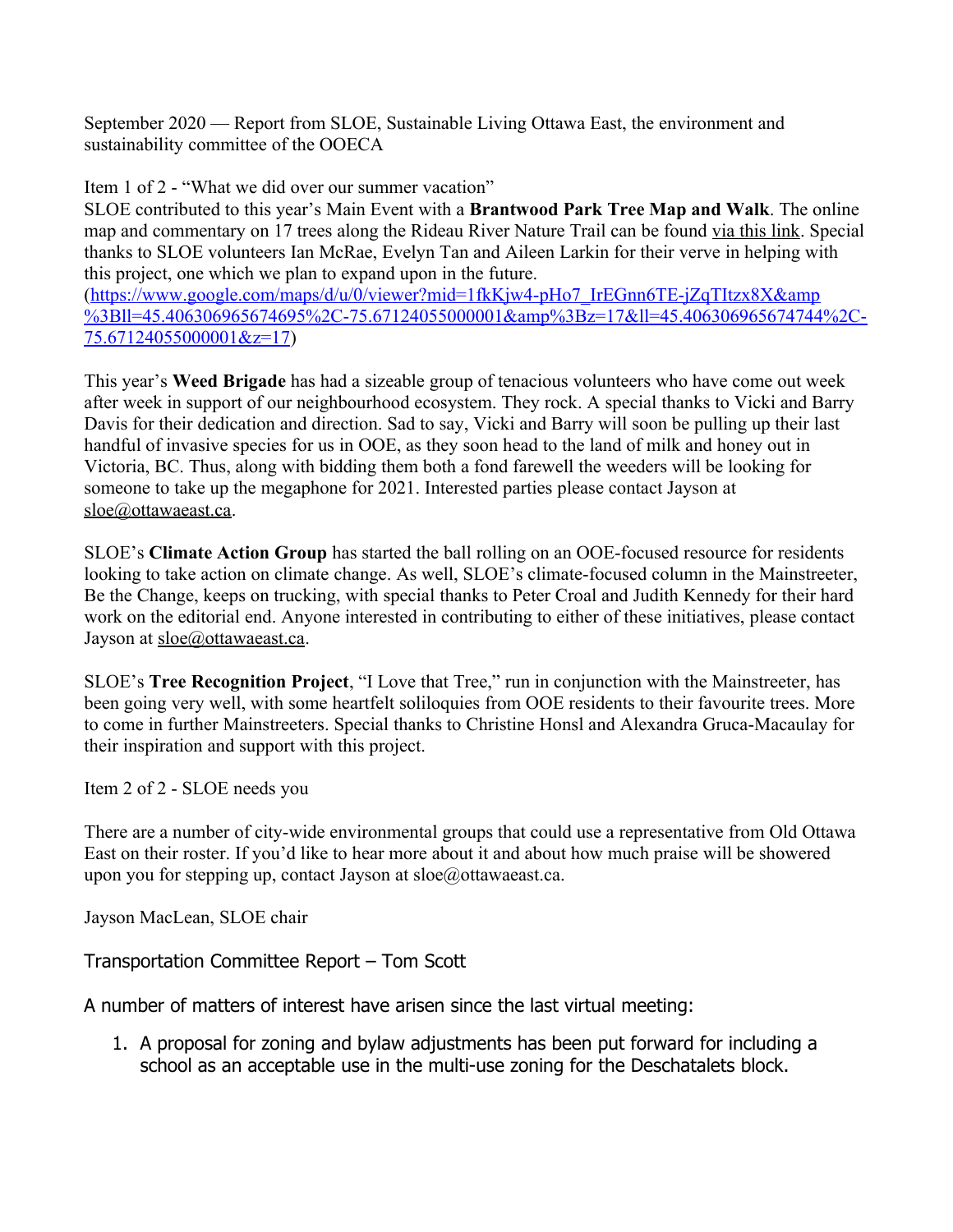September 2020 — Report from SLOE, Sustainable Living Ottawa East, the environment and sustainability committee of the OOECA

Item 1 of 2 - "What we did over our summer vacation"

SLOE contributed to this year's Main Event with a **Brantwood Park Tree Map and Walk**. The online map and commentary on 17 trees along the Rideau River Nature Trail can be found via this link. Special thanks to SLOE volunteers Ian McRae, Evelyn Tan and Aileen Larkin for their verve in helping with this project, one which we plan to expand upon in the future. (https://www.google.com/maps/d/u/0/viewer?mid=1fkKjw4-pHo7_IrEGnn6TE-jZqTItzx8X&amp%3Bll=45.406306965674695%2C-75.67124055000001&amp%3Bz=17&ll=45.406306965674744%2C-75.67124055000001&z=17)

This year's **Weed Brigade** has had a sizeable group of tenacious volunteers who have come out week after week in support of our neighbourhood ecosystem. They rock. A special thanks to Vicki and Barry Davis for their dedication and direction. Sad to say, Vicki and Barry will soon be pulling up their last handful of invasive species for us in OOE, as they soon head to the land of milk and honey out in Victoria, BC. Thus, along with bidding them both a fond farewell the weeders will be looking for someone to take up the megaphone for 2021. Interested parties please contact Jayson at sloe@ottawaeast.ca.

SLOE's **Climate Action Group** has started the ball rolling on an OOE-focused resource for residents looking to take action on climate change. As well, SLOE's climate-focused column in the Mainstreeter, Be the Change, keeps on trucking, with special thanks to Peter Croal and Judith Kennedy for their hard work on the editorial end. Anyone interested in contributing to either of these initiatives, please contact Jayson at sloe@ottawaeast.ca.

SLOE's **Tree Recognition Project**, "I Love that Tree," run in conjunction with the Mainstreeter, has been going very well, with some heartfelt soliloquies from OOE residents to their favourite trees. More to come in further Mainstreeters. Special thanks to Christine Honsl and Alexandra Gruca-Macaulay for their inspiration and support with this project.

Item 2 of 2 - SLOE needs you

There are a number of city-wide environmental groups that could use a representative from Old Ottawa East on their roster. If you'd like to hear more about it and about how much praise will be showered upon you for stepping up, contact Jayson at sloe@ottawaeast.ca.

Jayson MacLean, SLOE chair

Transportation Committee Report – Tom Scott

A number of matters of interest have arisen since the last virtual meeting:

1. A proposal for zoning and bylaw adjustments has been put forward for including a school as an acceptable use in the multi-use zoning for the Deschatalets block.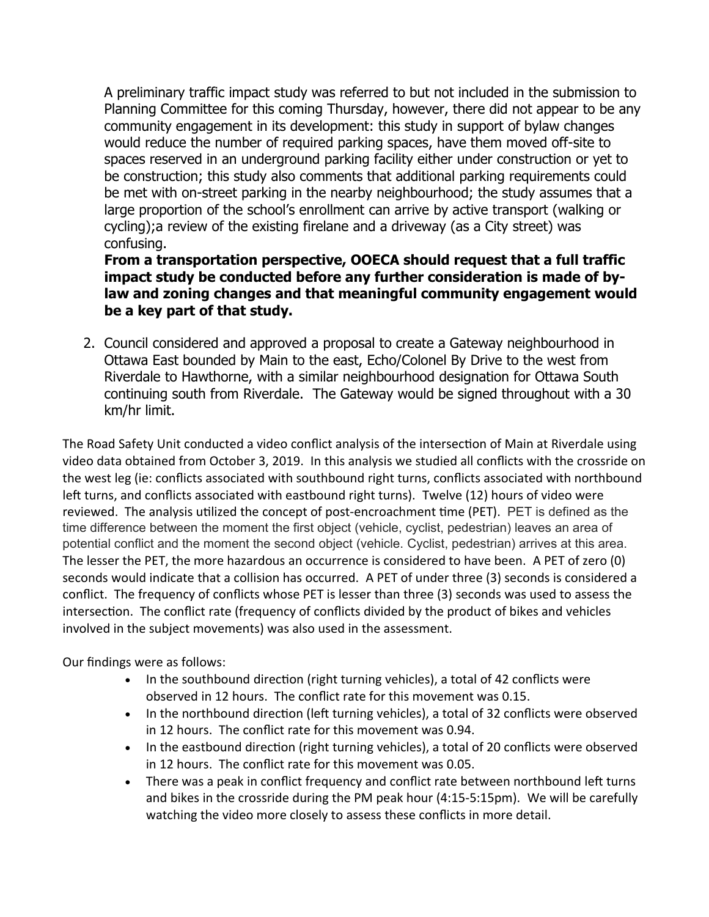A preliminary traffic impact study was referred to but not included in the submission to Planning Committee for this coming Thursday, however, there did not appear to be any community engagement in its development: this study in support of bylaw changes would reduce the number of required parking spaces, have them moved off-site to spaces reserved in an underground parking facility either under construction or yet to be construction; this study also comments that additional parking requirements could be met with on-street parking in the nearby neighbourhood; the study assumes that a large proportion of the school's enrollment can arrive by active transport (walking or cycling);a review of the existing firelane and a driveway (as a City street) was confusing.

**From a transportation perspective, OOECA should request that a full traffic impact study be conducted before any further consideration is made of by-law and zoning changes and that meaningful community engagement would be a key part of that study.**

2. Council considered and approved a proposal to create a Gateway neighbourhood in Ottawa East bounded by Main to the east, Echo/Colonel By Drive to the west from Riverdale to Hawthorne, with a similar neighbourhood designation for Ottawa South continuing south from Riverdale. The Gateway would be signed throughout with a 30 km/hr limit.

The Road Safety Unit conducted a video conflict analysis of the intersection of Main at Riverdale using video data obtained from October 3, 2019. In this analysis we studied all conflicts with the crossride on the west leg (ie: conflicts associated with southbound right turns, conflicts associated with northbound left turns, and conflicts associated with eastbound right turns). Twelve (12) hours of video were reviewed. The analysis utilized the concept of post-encroachment time (PET). PET is defined as the time difference between the moment the first object (vehicle, cyclist, pedestrian) leaves an area of potential conflict and the moment the second object (vehicle. Cyclist, pedestrian) arrives at this area. The lesser the PET, the more hazardous an occurrence is considered to have been. A PET of zero (0) seconds would indicate that a collision has occurred. A PET of under three (3) seconds is considered a conflict. The frequency of conflicts whose PET is lesser than three (3) seconds was used to assess the intersection. The conflict rate (frequency of conflicts divided by the product of bikes and vehicles involved in the subject movements) was also used in the assessment.

Our findings were as follows:

- In the southbound direction (right turning vehicles), a total of 42 conflicts were observed in 12 hours. The conflict rate for this movement was 0.15.
- In the northbound direction (left turning vehicles), a total of 32 conflicts were observed in 12 hours. The conflict rate for this movement was 0.94.
- In the eastbound direction (right turning vehicles), a total of 20 conflicts were observed in 12 hours. The conflict rate for this movement was 0.05.
- There was a peak in conflict frequency and conflict rate between northbound left turns and bikes in the crossride during the PM peak hour (4:15-5:15pm). We will be carefully watching the video more closely to assess these conflicts in more detail.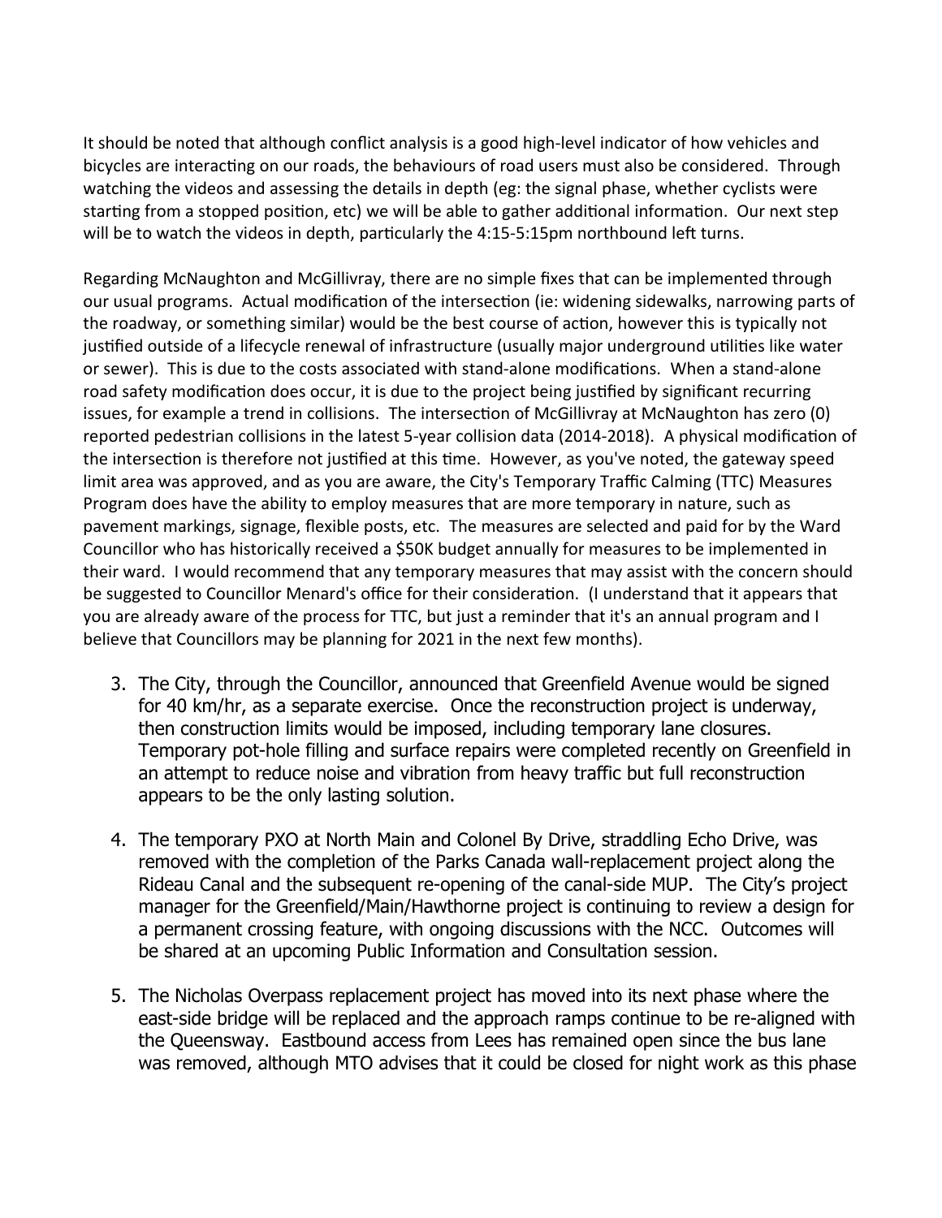It should be noted that although conflict analysis is a good high-level indicator of how vehicles and bicycles are interacting on our roads, the behaviours of road users must also be considered. Through watching the videos and assessing the details in depth (eg: the signal phase, whether cyclists were starting from a stopped position, etc) we will be able to gather additional information. Our next step will be to watch the videos in depth, particularly the 4:15-5:15pm northbound left turns.

Regarding McNaughton and McGillivray, there are no simple fixes that can be implemented through our usual programs. Actual modification of the intersection (ie: widening sidewalks, narrowing parts of the roadway, or something similar) would be the best course of action, however this is typically not justified outside of a lifecycle renewal of infrastructure (usually major underground utilities like water or sewer). This is due to the costs associated with stand-alone modifications. When a stand-alone road safety modification does occur, it is due to the project being justified by significant recurring issues, for example a trend in collisions. The intersection of McGillivray at McNaughton has zero (0) reported pedestrian collisions in the latest 5-year collision data (2014-2018). A physical modification of the intersection is therefore not justified at this time. However, as you've noted, the gateway speed limit area was approved, and as you are aware, the City's Temporary Traffic Calming (TTC) Measures Program does have the ability to employ measures that are more temporary in nature, such as pavement markings, signage, flexible posts, etc. The measures are selected and paid for by the Ward Councillor who has historically received a $50K budget annually for measures to be implemented in their ward. I would recommend that any temporary measures that may assist with the concern should be suggested to Councillor Menard's office for their consideration. (I understand that it appears that you are already aware of the process for TTC, but just a reminder that it's an annual program and I believe that Councillors may be planning for 2021 in the next few months).

3. The City, through the Councillor, announced that Greenfield Avenue would be signed for 40 km/hr, as a separate exercise. Once the reconstruction project is underway, then construction limits would be imposed, including temporary lane closures. Temporary pot-hole filling and surface repairs were completed recently on Greenfield in an attempt to reduce noise and vibration from heavy traffic but full reconstruction appears to be the only lasting solution.

4. The temporary PXO at North Main and Colonel By Drive, straddling Echo Drive, was removed with the completion of the Parks Canada wall-replacement project along the Rideau Canal and the subsequent re-opening of the canal-side MUP. The City's project manager for the Greenfield/Main/Hawthorne project is continuing to review a design for a permanent crossing feature, with ongoing discussions with the NCC. Outcomes will be shared at an upcoming Public Information and Consultation session.

5. The Nicholas Overpass replacement project has moved into its next phase where the east-side bridge will be replaced and the approach ramps continue to be re-aligned with the Queensway. Eastbound access from Lees has remained open since the bus lane was removed, although MTO advises that it could be closed for night work as this phase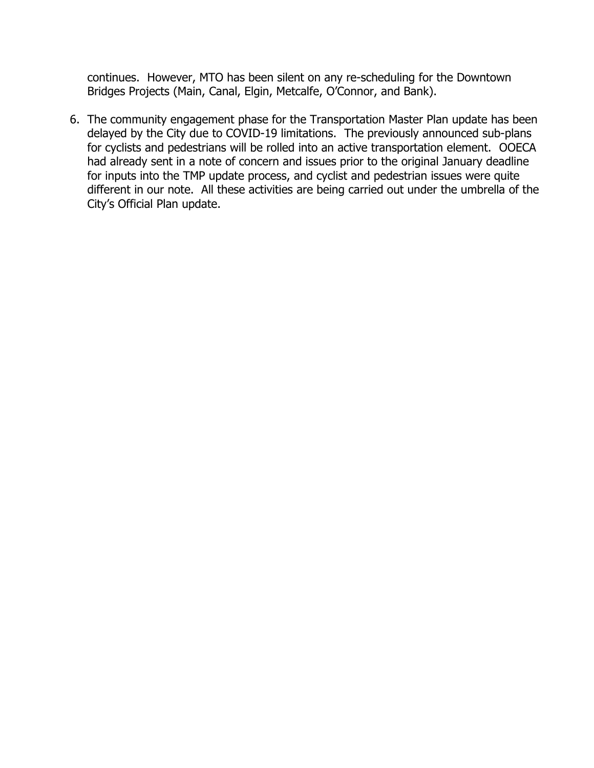continues. However, MTO has been silent on any re-scheduling for the Downtown Bridges Projects (Main, Canal, Elgin, Metcalfe, O'Connor, and Bank).

6. The community engagement phase for the Transportation Master Plan update has been delayed by the City due to COVID-19 limitations. The previously announced sub-plans for cyclists and pedestrians will be rolled into an active transportation element. OOECA had already sent in a note of concern and issues prior to the original January deadline for inputs into the TMP update process, and cyclist and pedestrian issues were quite different in our note. All these activities are being carried out under the umbrella of the City's Official Plan update.